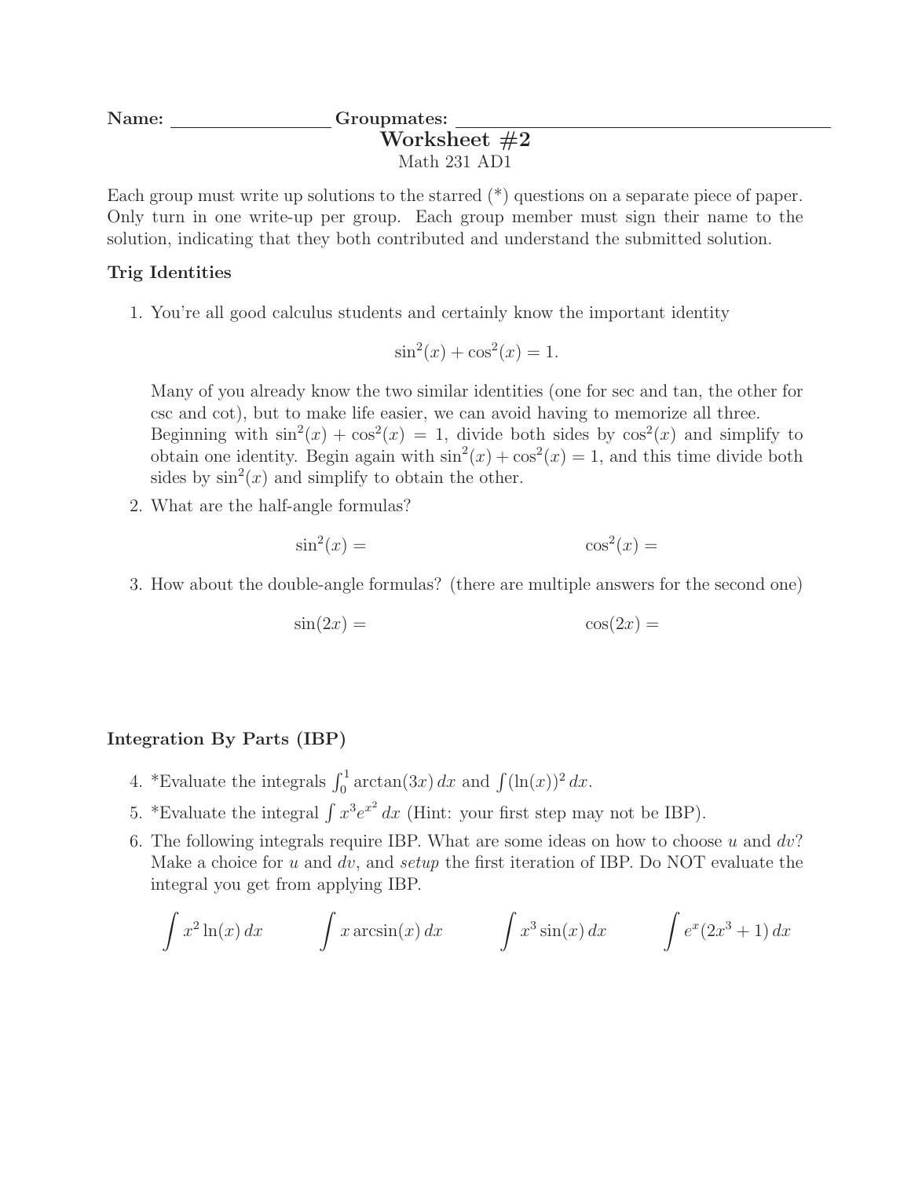**Name:** \_\_\_\_\_\_\_\_\_\_\_\_\_\_\_\_ **Groupmates:** \_\_\_\_\_\_\_\_\_\_\_\_\_\_\_\_\_\_\_\_\_\_\_\_\_\_\_\_\_\_\_\_

# Worksheet #2

Math 231 AD1

Each group must write up solutions to the starred (*) questions on a separate piece of paper. Only turn in one write-up per group. Each group member must sign their name to the solution, indicating that they both contributed and understand the submitted solution.

### Trig Identities

1. You're all good calculus students and certainly know the important identity

$$\sin^2(x) + \cos^2(x) = 1.$$

   Many of you already know the two similar identities (one for sec and tan, the other for csc and cot), but to make life easier, we can avoid having to memorize all three. Beginning with $\sin^2(x) + \cos^2(x) = 1$, divide both sides by $\cos^2(x)$ and simplify to obtain one identity. Begin again with $\sin^2(x) + \cos^2(x) = 1$, and this time divide both sides by $\sin^2(x)$ and simplify to obtain the other.

2. What are the half-angle formulas?

$$\sin^2(x) = \qquad\qquad\qquad \cos^2(x) =$$

3. How about the double-angle formulas? (there are multiple answers for the second one)

$$\sin(2x) = \qquad\qquad\qquad \cos(2x) =$$

### Integration By Parts (IBP)

4. *Evaluate the integrals $\int_0^1 \arctan(3x)\,dx$ and $\int (\ln(x))^2\,dx$.
5. *Evaluate the integral $\int x^3 e^{x^2}\,dx$ (Hint: your first step may not be IBP).
6. The following integrals require IBP. What are some ideas on how to choose $u$ and $dv$? Make a choice for $u$ and $dv$, and *setup* the first iteration of IBP. Do NOT evaluate the integral you get from applying IBP.

$$\int x^2 \ln(x)\,dx \qquad \int x \arcsin(x)\,dx \qquad \int x^3 \sin(x)\,dx \qquad \int e^x(2x^3+1)\,dx$$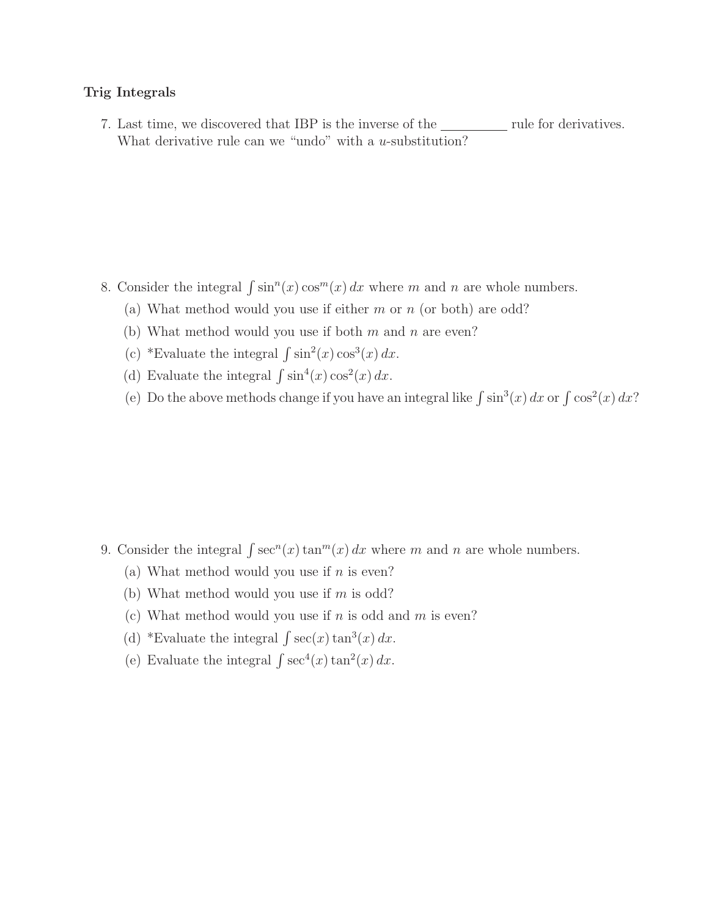**Trig Integrals**

7. Last time, we discovered that IBP is the inverse of the \_\_\_\_\_\_\_\_\_\_ rule for derivatives. What derivative rule can we "undo" with a $u$-substitution?

8. Consider the integral $\int \sin^n(x)\cos^m(x)\,dx$ where $m$ and $n$ are whole numbers.
   (a) What method would you use if either $m$ or $n$ (or both) are odd?
   (b) What method would you use if both $m$ and $n$ are even?
   (c) *Evaluate the integral $\int \sin^2(x)\cos^3(x)\,dx$.
   (d) Evaluate the integral $\int \sin^4(x)\cos^2(x)\,dx$.
   (e) Do the above methods change if you have an integral like $\int \sin^3(x)\,dx$ or $\int \cos^2(x)\,dx$?

9. Consider the integral $\int \sec^n(x)\tan^m(x)\,dx$ where $m$ and $n$ are whole numbers.
   (a) What method would you use if $n$ is even?
   (b) What method would you use if $m$ is odd?
   (c) What method would you use if $n$ is odd and $m$ is even?
   (d) *Evaluate the integral $\int \sec(x)\tan^3(x)\,dx$.
   (e) Evaluate the integral $\int \sec^4(x)\tan^2(x)\,dx$.